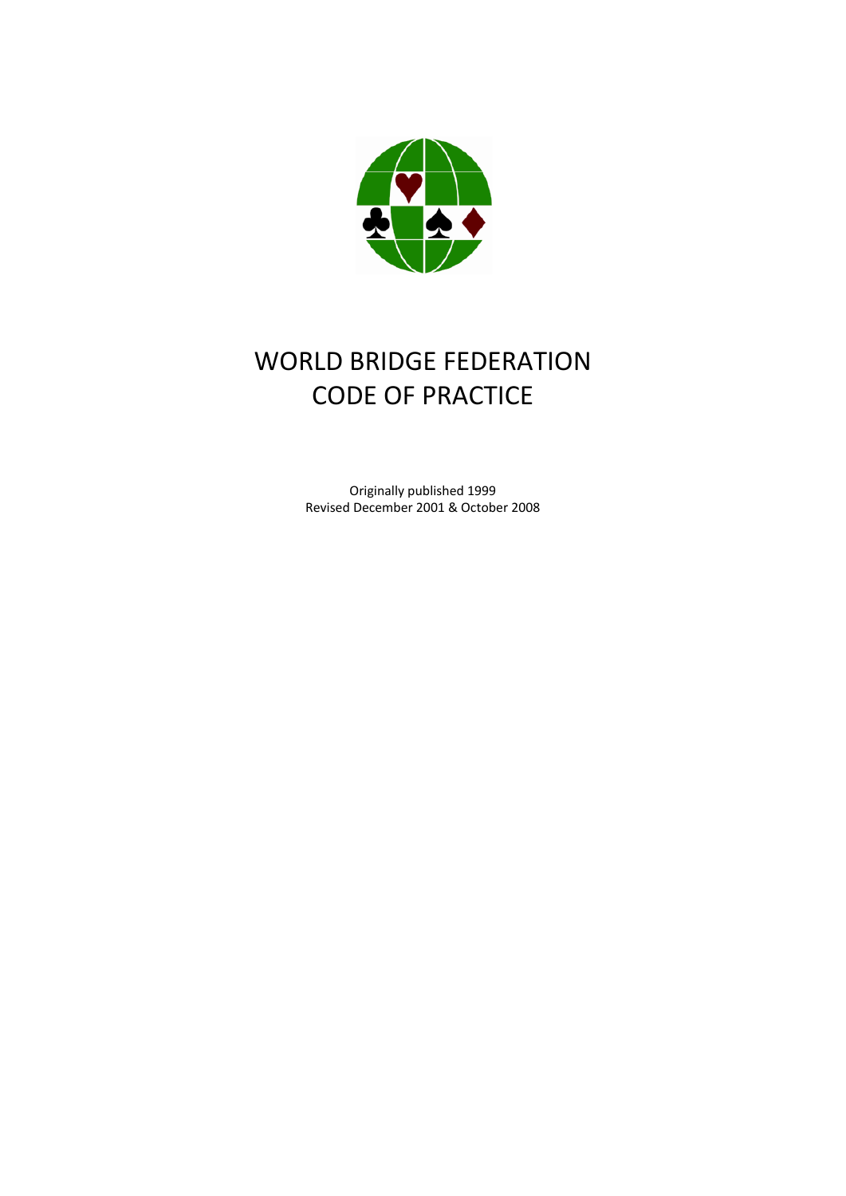# WORLD BRIDGE FEDERATION
# CODE OF PRACTICE

Originally published 1999
Revised December 2001 & October 2008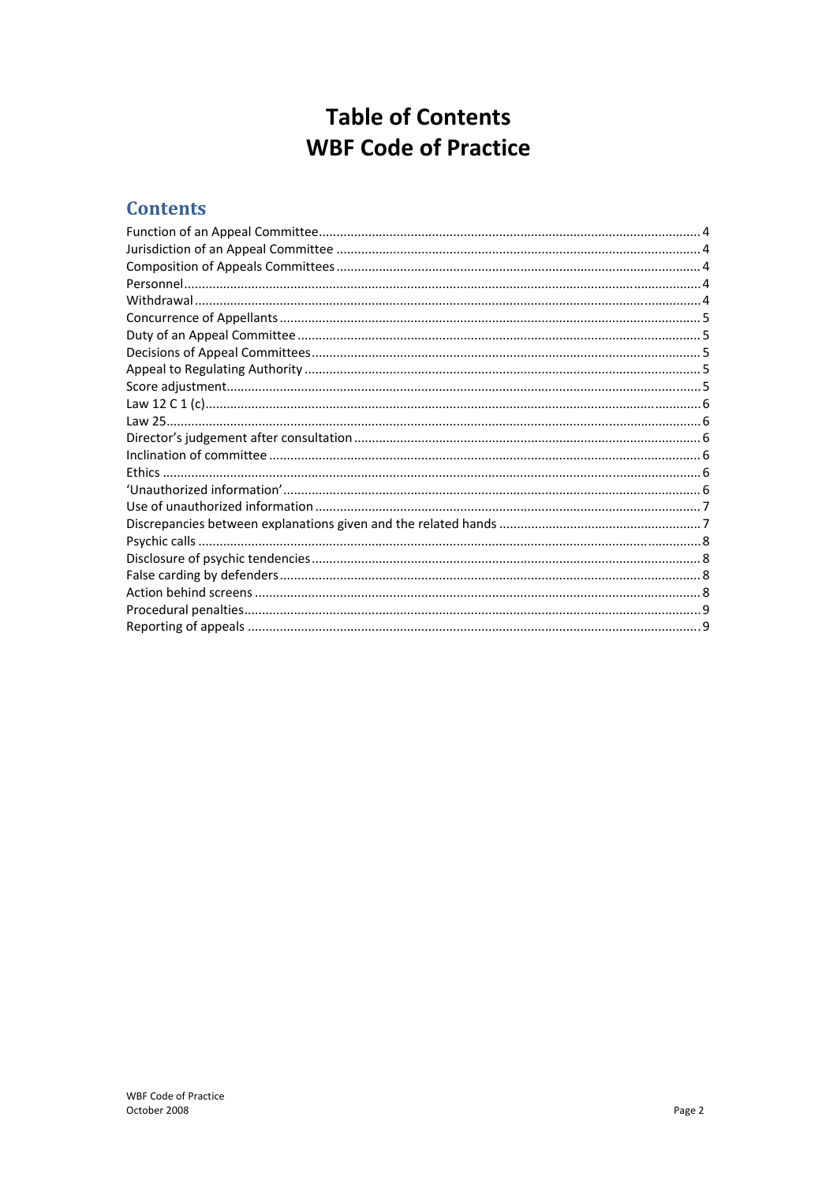# Table of Contents
# WBF Code of Practice

## Contents

Function of an Appeal Committee ... 4
Jurisdiction of an Appeal Committee ... 4
Composition of Appeals Committees ... 4
Personnel ... 4
Withdrawal ... 4
Concurrence of Appellants ... 5
Duty of an Appeal Committee ... 5
Decisions of Appeal Committees ... 5
Appeal to Regulating Authority ... 5
Score adjustment ... 5
Law 12 C 1 (c) ... 6
Law 25 ... 6
Director's judgement after consultation ... 6
Inclination of committee ... 6
Ethics ... 6
'Unauthorized information' ... 6
Use of unauthorized information ... 7
Discrepancies between explanations given and the related hands ... 7
Psychic calls ... 8
Disclosure of psychic tendencies ... 8
False carding by defenders ... 8
Action behind screens ... 8
Procedural penalties ... 9
Reporting of appeals ... 9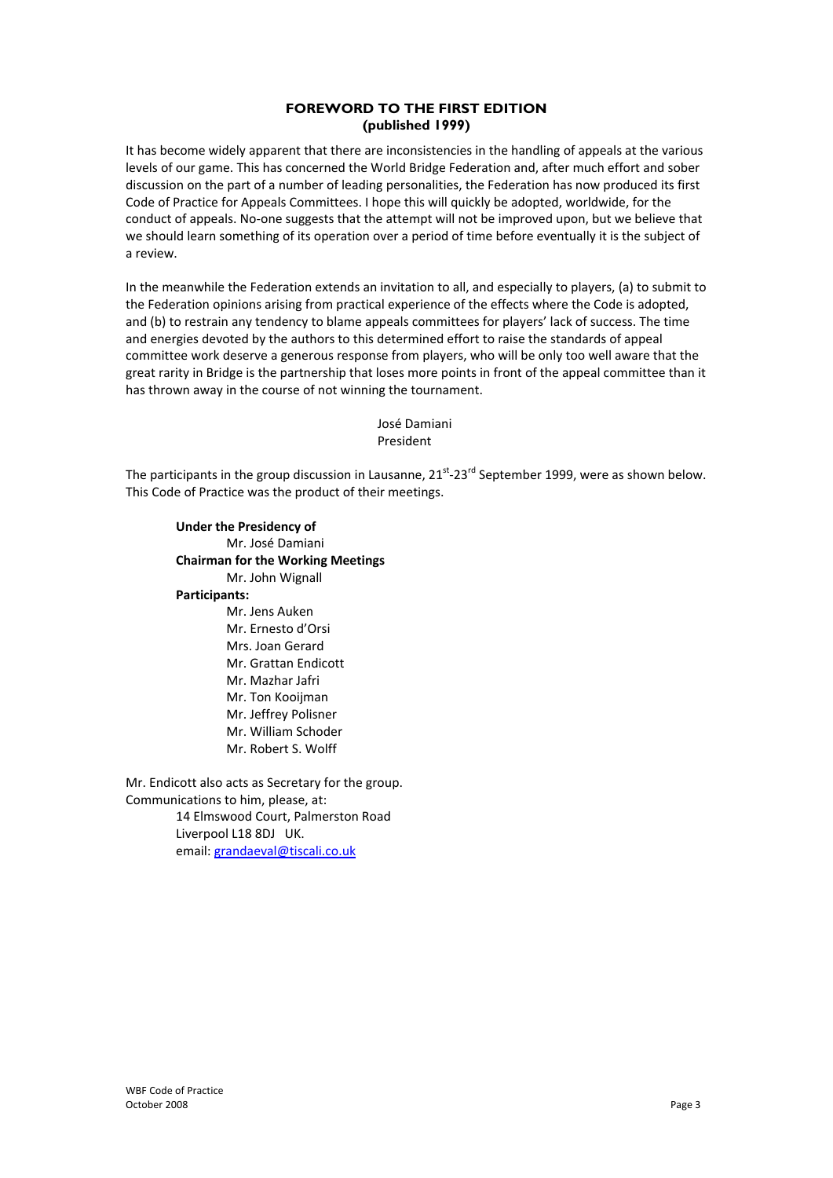## FOREWORD TO THE FIRST EDITION
### (published 1999)

It has become widely apparent that there are inconsistencies in the handling of appeals at the various levels of our game. This has concerned the World Bridge Federation and, after much effort and sober discussion on the part of a number of leading personalities, the Federation has now produced its first Code of Practice for Appeals Committees. I hope this will quickly be adopted, worldwide, for the conduct of appeals. No-one suggests that the attempt will not be improved upon, but we believe that we should learn something of its operation over a period of time before eventually it is the subject of a review.

In the meanwhile the Federation extends an invitation to all, and especially to players, (a) to submit to the Federation opinions arising from practical experience of the effects where the Code is adopted, and (b) to restrain any tendency to blame appeals committees for players' lack of success. The time and energies devoted by the authors to this determined effort to raise the standards of appeal committee work deserve a generous response from players, who will be only too well aware that the great rarity in Bridge is the partnership that loses more points in front of the appeal committee than it has thrown away in the course of not winning the tournament.

José Damiani
President

The participants in the group discussion in Lausanne, 21st-23rd September 1999, were as shown below. This Code of Practice was the product of their meetings.

**Under the Presidency of**
Mr. José Damiani

**Chairman for the Working Meetings**
Mr. John Wignall

**Participants:**
Mr. Jens Auken
Mr. Ernesto d'Orsi
Mrs. Joan Gerard
Mr. Grattan Endicott
Mr. Mazhar Jafri
Mr. Ton Kooijman
Mr. Jeffrey Polisner
Mr. William Schoder
Mr. Robert S. Wolff

Mr. Endicott also acts as Secretary for the group.
Communications to him, please, at:
14 Elmswood Court, Palmerston Road
Liverpool L18 8DJ UK.
email: grandaeval@tiscali.co.uk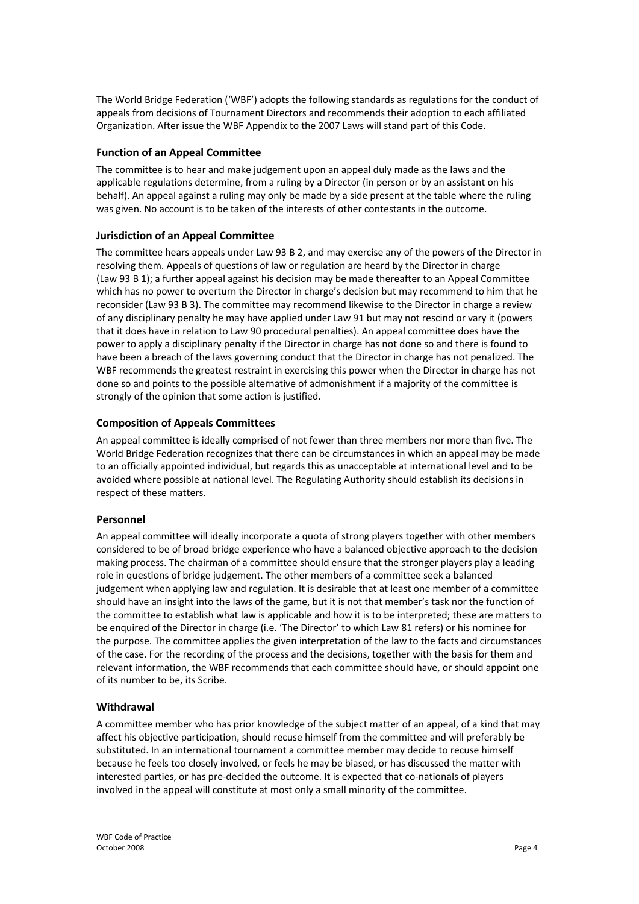The World Bridge Federation ('WBF') adopts the following standards as regulations for the conduct of appeals from decisions of Tournament Directors and recommends their adoption to each affiliated Organization. After issue the WBF Appendix to the 2007 Laws will stand part of this Code.

## Function of an Appeal Committee

The committee is to hear and make judgement upon an appeal duly made as the laws and the applicable regulations determine, from a ruling by a Director (in person or by an assistant on his behalf). An appeal against a ruling may only be made by a side present at the table where the ruling was given. No account is to be taken of the interests of other contestants in the outcome.

## Jurisdiction of an Appeal Committee

The committee hears appeals under Law 93 B 2, and may exercise any of the powers of the Director in resolving them. Appeals of questions of law or regulation are heard by the Director in charge (Law 93 B 1); a further appeal against his decision may be made thereafter to an Appeal Committee which has no power to overturn the Director in charge's decision but may recommend to him that he reconsider (Law 93 B 3). The committee may recommend likewise to the Director in charge a review of any disciplinary penalty he may have applied under Law 91 but may not rescind or vary it (powers that it does have in relation to Law 90 procedural penalties). An appeal committee does have the power to apply a disciplinary penalty if the Director in charge has not done so and there is found to have been a breach of the laws governing conduct that the Director in charge has not penalized. The WBF recommends the greatest restraint in exercising this power when the Director in charge has not done so and points to the possible alternative of admonishment if a majority of the committee is strongly of the opinion that some action is justified.

## Composition of Appeals Committees

An appeal committee is ideally comprised of not fewer than three members nor more than five. The World Bridge Federation recognizes that there can be circumstances in which an appeal may be made to an officially appointed individual, but regards this as unacceptable at international level and to be avoided where possible at national level. The Regulating Authority should establish its decisions in respect of these matters.

## Personnel

An appeal committee will ideally incorporate a quota of strong players together with other members considered to be of broad bridge experience who have a balanced objective approach to the decision making process. The chairman of a committee should ensure that the stronger players play a leading role in questions of bridge judgement. The other members of a committee seek a balanced judgement when applying law and regulation. It is desirable that at least one member of a committee should have an insight into the laws of the game, but it is not that member's task nor the function of the committee to establish what law is applicable and how it is to be interpreted; these are matters to be enquired of the Director in charge (i.e. 'The Director' to which Law 81 refers) or his nominee for the purpose. The committee applies the given interpretation of the law to the facts and circumstances of the case. For the recording of the process and the decisions, together with the basis for them and relevant information, the WBF recommends that each committee should have, or should appoint one of its number to be, its Scribe.

## Withdrawal

A committee member who has prior knowledge of the subject matter of an appeal, of a kind that may affect his objective participation, should recuse himself from the committee and will preferably be substituted. In an international tournament a committee member may decide to recuse himself because he feels too closely involved, or feels he may be biased, or has discussed the matter with interested parties, or has pre-decided the outcome. It is expected that co-nationals of players involved in the appeal will constitute at most only a small minority of the committee.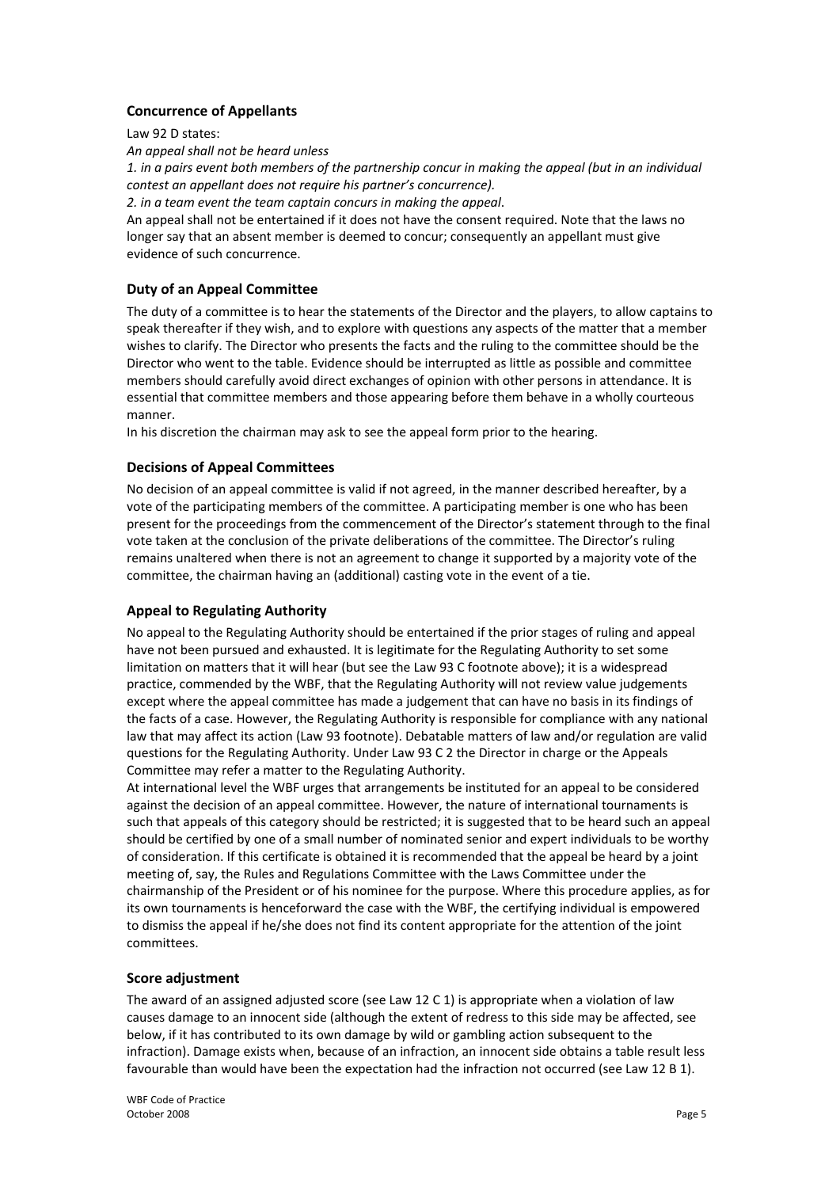### Concurrence of Appellants

Law 92 D states:

*An appeal shall not be heard unless*

*1. in a pairs event both members of the partnership concur in making the appeal (but in an individual contest an appellant does not require his partner's concurrence).*

*2. in a team event the team captain concurs in making the appeal.*

An appeal shall not be entertained if it does not have the consent required. Note that the laws no longer say that an absent member is deemed to concur; consequently an appellant must give evidence of such concurrence.

### Duty of an Appeal Committee

The duty of a committee is to hear the statements of the Director and the players, to allow captains to speak thereafter if they wish, and to explore with questions any aspects of the matter that a member wishes to clarify. The Director who presents the facts and the ruling to the committee should be the Director who went to the table. Evidence should be interrupted as little as possible and committee members should carefully avoid direct exchanges of opinion with other persons in attendance. It is essential that committee members and those appearing before them behave in a wholly courteous manner.

In his discretion the chairman may ask to see the appeal form prior to the hearing.

### Decisions of Appeal Committees

No decision of an appeal committee is valid if not agreed, in the manner described hereafter, by a vote of the participating members of the committee. A participating member is one who has been present for the proceedings from the commencement of the Director's statement through to the final vote taken at the conclusion of the private deliberations of the committee. The Director's ruling remains unaltered when there is not an agreement to change it supported by a majority vote of the committee, the chairman having an (additional) casting vote in the event of a tie.

### Appeal to Regulating Authority

No appeal to the Regulating Authority should be entertained if the prior stages of ruling and appeal have not been pursued and exhausted. It is legitimate for the Regulating Authority to set some limitation on matters that it will hear (but see the Law 93 C footnote above); it is a widespread practice, commended by the WBF, that the Regulating Authority will not review value judgements except where the appeal committee has made a judgement that can have no basis in its findings of the facts of a case. However, the Regulating Authority is responsible for compliance with any national law that may affect its action (Law 93 footnote). Debatable matters of law and/or regulation are valid questions for the Regulating Authority. Under Law 93 C 2 the Director in charge or the Appeals Committee may refer a matter to the Regulating Authority.

At international level the WBF urges that arrangements be instituted for an appeal to be considered against the decision of an appeal committee. However, the nature of international tournaments is such that appeals of this category should be restricted; it is suggested that to be heard such an appeal should be certified by one of a small number of nominated senior and expert individuals to be worthy of consideration. If this certificate is obtained it is recommended that the appeal be heard by a joint meeting of, say, the Rules and Regulations Committee with the Laws Committee under the chairmanship of the President or of his nominee for the purpose. Where this procedure applies, as for its own tournaments is henceforward the case with the WBF, the certifying individual is empowered to dismiss the appeal if he/she does not find its content appropriate for the attention of the joint committees.

### Score adjustment

The award of an assigned adjusted score (see Law 12 C 1) is appropriate when a violation of law causes damage to an innocent side (although the extent of redress to this side may be affected, see below, if it has contributed to its own damage by wild or gambling action subsequent to the infraction). Damage exists when, because of an infraction, an innocent side obtains a table result less favourable than would have been the expectation had the infraction not occurred (see Law 12 B 1).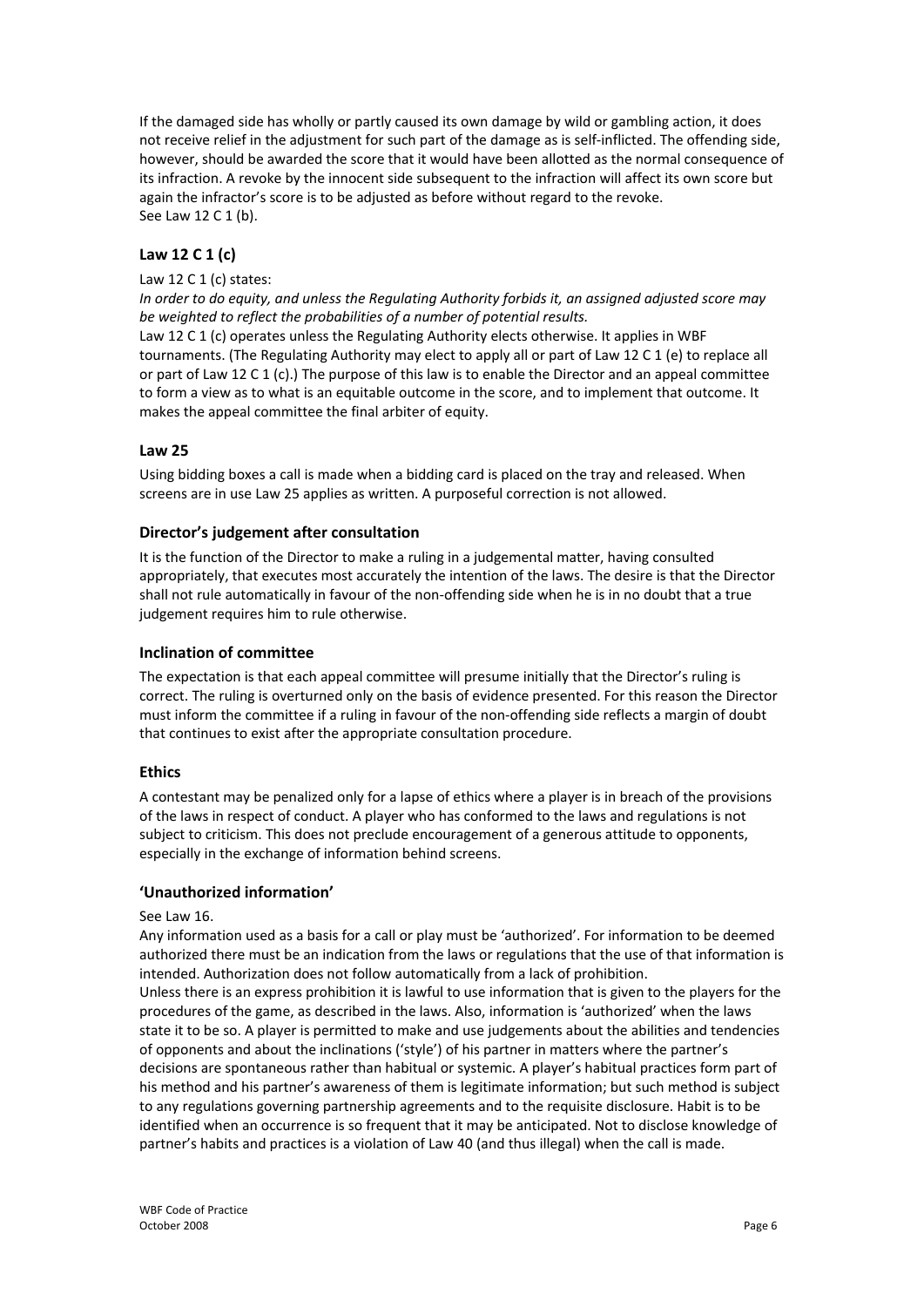If the damaged side has wholly or partly caused its own damage by wild or gambling action, it does not receive relief in the adjustment for such part of the damage as is self-inflicted. The offending side, however, should be awarded the score that it would have been allotted as the normal consequence of its infraction. A revoke by the innocent side subsequent to the infraction will affect its own score but again the infractor's score is to be adjusted as before without regard to the revoke.
See Law 12 C 1 (b).

### Law 12 C 1 (c)

Law 12 C 1 (c) states:
*In order to do equity, and unless the Regulating Authority forbids it, an assigned adjusted score may be weighted to reflect the probabilities of a number of potential results.*
Law 12 C 1 (c) operates unless the Regulating Authority elects otherwise. It applies in WBF tournaments. (The Regulating Authority may elect to apply all or part of Law 12 C 1 (e) to replace all or part of Law 12 C 1 (c).) The purpose of this law is to enable the Director and an appeal committee to form a view as to what is an equitable outcome in the score, and to implement that outcome. It makes the appeal committee the final arbiter of equity.

### Law 25

Using bidding boxes a call is made when a bidding card is placed on the tray and released. When screens are in use Law 25 applies as written. A purposeful correction is not allowed.

### Director's judgement after consultation

It is the function of the Director to make a ruling in a judgemental matter, having consulted appropriately, that executes most accurately the intention of the laws. The desire is that the Director shall not rule automatically in favour of the non-offending side when he is in no doubt that a true judgement requires him to rule otherwise.

### Inclination of committee

The expectation is that each appeal committee will presume initially that the Director's ruling is correct. The ruling is overturned only on the basis of evidence presented. For this reason the Director must inform the committee if a ruling in favour of the non-offending side reflects a margin of doubt that continues to exist after the appropriate consultation procedure.

### Ethics

A contestant may be penalized only for a lapse of ethics where a player is in breach of the provisions of the laws in respect of conduct. A player who has conformed to the laws and regulations is not subject to criticism. This does not preclude encouragement of a generous attitude to opponents, especially in the exchange of information behind screens.

### 'Unauthorized information'

See Law 16.
Any information used as a basis for a call or play must be 'authorized'. For information to be deemed authorized there must be an indication from the laws or regulations that the use of that information is intended. Authorization does not follow automatically from a lack of prohibition.
Unless there is an express prohibition it is lawful to use information that is given to the players for the procedures of the game, as described in the laws. Also, information is 'authorized' when the laws state it to be so. A player is permitted to make and use judgements about the abilities and tendencies of opponents and about the inclinations ('style') of his partner in matters where the partner's decisions are spontaneous rather than habitual or systemic. A player's habitual practices form part of his method and his partner's awareness of them is legitimate information; but such method is subject to any regulations governing partnership agreements and to the requisite disclosure. Habit is to be identified when an occurrence is so frequent that it may be anticipated. Not to disclose knowledge of partner's habits and practices is a violation of Law 40 (and thus illegal) when the call is made.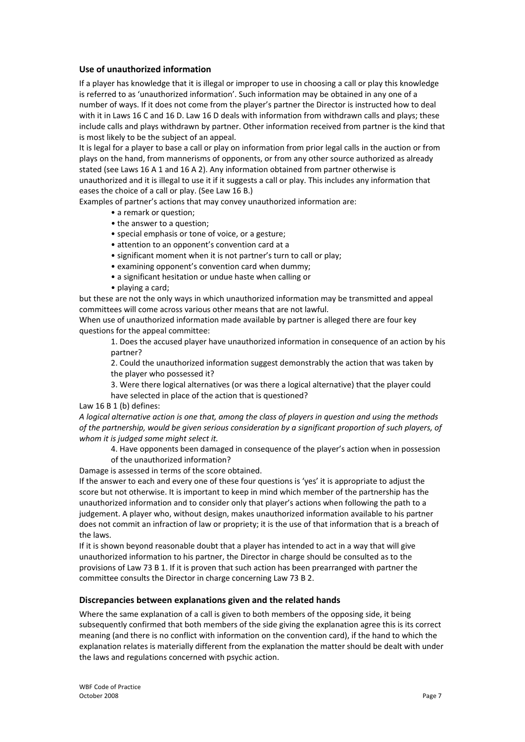## Use of unauthorized information

If a player has knowledge that it is illegal or improper to use in choosing a call or play this knowledge is referred to as 'unauthorized information'. Such information may be obtained in any one of a number of ways. If it does not come from the player's partner the Director is instructed how to deal with it in Laws 16 C and 16 D. Law 16 D deals with information from withdrawn calls and plays; these include calls and plays withdrawn by partner. Other information received from partner is the kind that is most likely to be the subject of an appeal.

It is legal for a player to base a call or play on information from prior legal calls in the auction or from plays on the hand, from mannerisms of opponents, or from any other source authorized as already stated (see Laws 16 A 1 and 16 A 2). Any information obtained from partner otherwise is unauthorized and it is illegal to use it if it suggests a call or play. This includes any information that eases the choice of a call or play. (See Law 16 B.)

Examples of partner's actions that may convey unauthorized information are:

- a remark or question;
- the answer to a question;
- special emphasis or tone of voice, or a gesture;
- attention to an opponent's convention card at a
- significant moment when it is not partner's turn to call or play;
- examining opponent's convention card when dummy;
- a significant hesitation or undue haste when calling or
- playing a card;

but these are not the only ways in which unauthorized information may be transmitted and appeal committees will come across various other means that are not lawful.

When use of unauthorized information made available by partner is alleged there are four key questions for the appeal committee:

1. Does the accused player have unauthorized information in consequence of an action by his partner?
2. Could the unauthorized information suggest demonstrably the action that was taken by the player who possessed it?
3. Were there logical alternatives (or was there a logical alternative) that the player could have selected in place of the action that is questioned?

Law 16 B 1 (b) defines:

*A logical alternative action is one that, among the class of players in question and using the methods of the partnership, would be given serious consideration by a significant proportion of such players, of whom it is judged some might select it.*

4. Have opponents been damaged in consequence of the player's action when in possession of the unauthorized information?

Damage is assessed in terms of the score obtained.

If the answer to each and every one of these four questions is 'yes' it is appropriate to adjust the score but not otherwise. It is important to keep in mind which member of the partnership has the unauthorized information and to consider only that player's actions when following the path to a judgement. A player who, without design, makes unauthorized information available to his partner does not commit an infraction of law or propriety; it is the use of that information that is a breach of the laws.

If it is shown beyond reasonable doubt that a player has intended to act in a way that will give unauthorized information to his partner, the Director in charge should be consulted as to the provisions of Law 73 B 1. If it is proven that such action has been prearranged with partner the committee consults the Director in charge concerning Law 73 B 2.

## Discrepancies between explanations given and the related hands

Where the same explanation of a call is given to both members of the opposing side, it being subsequently confirmed that both members of the side giving the explanation agree this is its correct meaning (and there is no conflict with information on the convention card), if the hand to which the explanation relates is materially different from the explanation the matter should be dealt with under the laws and regulations concerned with psychic action.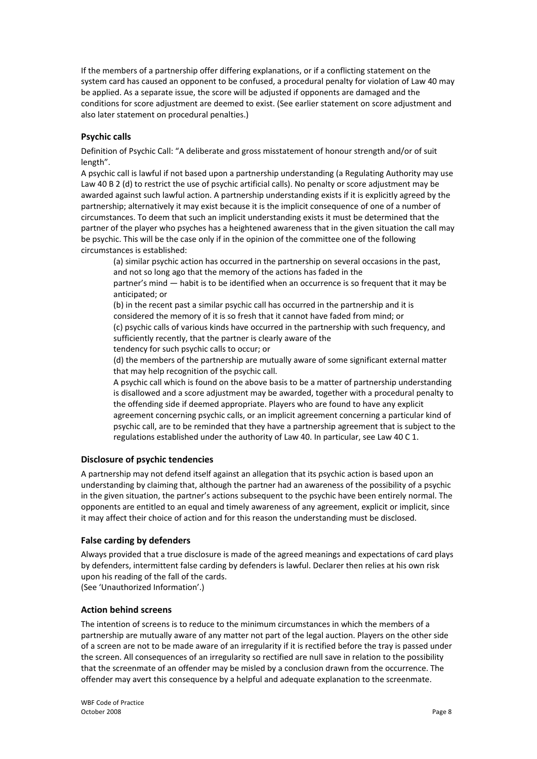If the members of a partnership offer differing explanations, or if a conflicting statement on the system card has caused an opponent to be confused, a procedural penalty for violation of Law 40 may be applied. As a separate issue, the score will be adjusted if opponents are damaged and the conditions for score adjustment are deemed to exist. (See earlier statement on score adjustment and also later statement on procedural penalties.)

### Psychic calls

Definition of Psychic Call: "A deliberate and gross misstatement of honour strength and/or of suit length".

A psychic call is lawful if not based upon a partnership understanding (a Regulating Authority may use Law 40 B 2 (d) to restrict the use of psychic artificial calls). No penalty or score adjustment may be awarded against such lawful action. A partnership understanding exists if it is explicitly agreed by the partnership; alternatively it may exist because it is the implicit consequence of one of a number of circumstances. To deem that such an implicit understanding exists it must be determined that the partner of the player who psyches has a heightened awareness that in the given situation the call may be psychic. This will be the case only if in the opinion of the committee one of the following circumstances is established:

(a) similar psychic action has occurred in the partnership on several occasions in the past, and not so long ago that the memory of the actions has faded in the partner's mind — habit is to be identified when an occurrence is so frequent that it may be anticipated; or

(b) in the recent past a similar psychic call has occurred in the partnership and it is considered the memory of it is so fresh that it cannot have faded from mind; or

(c) psychic calls of various kinds have occurred in the partnership with such frequency, and sufficiently recently, that the partner is clearly aware of the tendency for such psychic calls to occur; or

(d) the members of the partnership are mutually aware of some significant external matter that may help recognition of the psychic call.

A psychic call which is found on the above basis to be a matter of partnership understanding is disallowed and a score adjustment may be awarded, together with a procedural penalty to the offending side if deemed appropriate. Players who are found to have any explicit agreement concerning psychic calls, or an implicit agreement concerning a particular kind of psychic call, are to be reminded that they have a partnership agreement that is subject to the regulations established under the authority of Law 40. In particular, see Law 40 C 1.

### Disclosure of psychic tendencies

A partnership may not defend itself against an allegation that its psychic action is based upon an understanding by claiming that, although the partner had an awareness of the possibility of a psychic in the given situation, the partner's actions subsequent to the psychic have been entirely normal. The opponents are entitled to an equal and timely awareness of any agreement, explicit or implicit, since it may affect their choice of action and for this reason the understanding must be disclosed.

### False carding by defenders

Always provided that a true disclosure is made of the agreed meanings and expectations of card plays by defenders, intermittent false carding by defenders is lawful. Declarer then relies at his own risk upon his reading of the fall of the cards.
(See 'Unauthorized Information'.)

### Action behind screens

The intention of screens is to reduce to the minimum circumstances in which the members of a partnership are mutually aware of any matter not part of the legal auction. Players on the other side of a screen are not to be made aware of an irregularity if it is rectified before the tray is passed under the screen. All consequences of an irregularity so rectified are null save in relation to the possibility that the screenmate of an offender may be misled by a conclusion drawn from the occurrence. The offender may avert this consequence by a helpful and adequate explanation to the screenmate.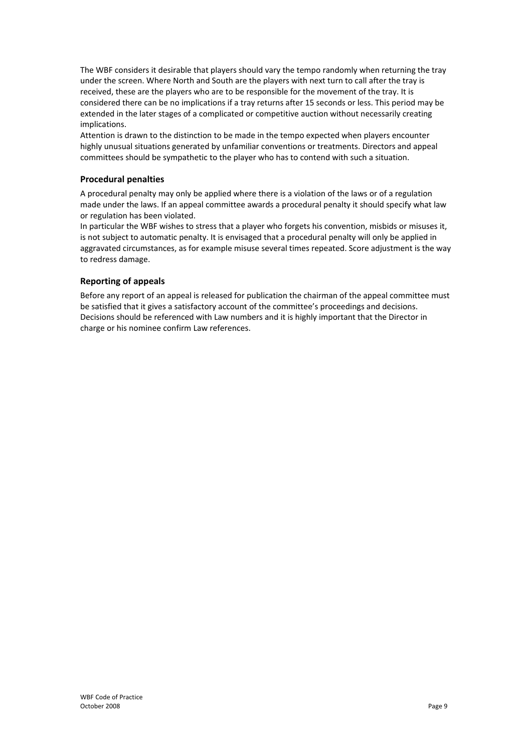The WBF considers it desirable that players should vary the tempo randomly when returning the tray under the screen. Where North and South are the players with next turn to call after the tray is received, these are the players who are to be responsible for the movement of the tray. It is considered there can be no implications if a tray returns after 15 seconds or less. This period may be extended in the later stages of a complicated or competitive auction without necessarily creating implications.

Attention is drawn to the distinction to be made in the tempo expected when players encounter highly unusual situations generated by unfamiliar conventions or treatments. Directors and appeal committees should be sympathetic to the player who has to contend with such a situation.

### Procedural penalties

A procedural penalty may only be applied where there is a violation of the laws or of a regulation made under the laws. If an appeal committee awards a procedural penalty it should specify what law or regulation has been violated.

In particular the WBF wishes to stress that a player who forgets his convention, misbids or misuses it, is not subject to automatic penalty. It is envisaged that a procedural penalty will only be applied in aggravated circumstances, as for example misuse several times repeated. Score adjustment is the way to redress damage.

### Reporting of appeals

Before any report of an appeal is released for publication the chairman of the appeal committee must be satisfied that it gives a satisfactory account of the committee's proceedings and decisions. Decisions should be referenced with Law numbers and it is highly important that the Director in charge or his nominee confirm Law references.